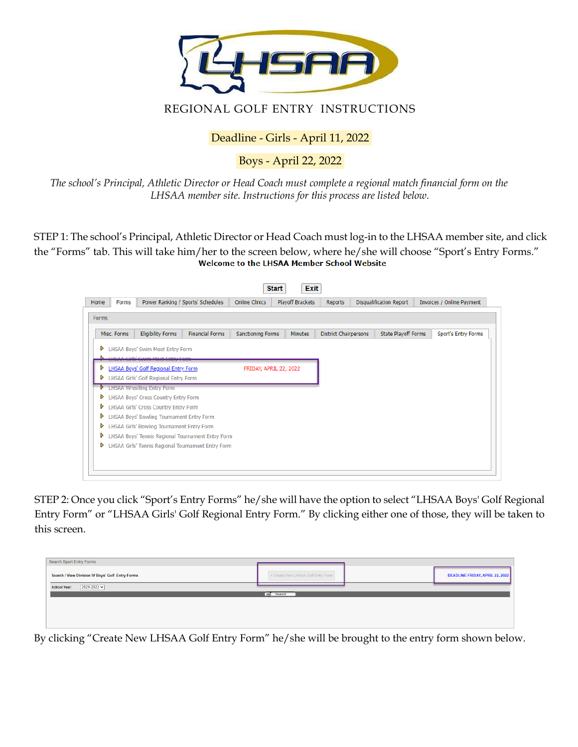# LHSAA

## REGIONAL GOLF ENTRY INSTRUCTIONS

Deadline - Girls - April 11, 2022

Boys - April 22, 2022

*The school's Principal, Athletic Director or Head Coach must complete a regional match financial form on the LHSAA member site. Instructions for this process are listed below.*

STEP 1: The school's Principal, Athletic Director or Head Coach must log-in to the LHSAA member site, and click the "Forms" tab. This will take him/her to the screen below, where he/she will choose "Sport's Entry Forms."

**Welcome to the LHSAA Member School Website**

Start | Exit

Home | Forms | Power Ranking / Sports' Schedules | Online Clinics | Playoff Brackets | Reports | Disqualification Report | Invoices / Online Payment

Forms

Misc. Forms | Eligibility Forms | Financial Forms | Sanctioning Forms | Minutes | District Chairpersons | State Playoff Forms | Sport's Entry Forms

- LHSAA Boys' Swim Meet Entry Form
- LHSAA Girls' Swim Meet Entry Form
- LHSAA Boys' Golf Regional Entry Form FRIDAY, APRIL 22, 2022
- LHSAA Girls' Golf Regional Entry Form
- LHSAA Wrestling Entry Form
- LHSAA Boys' Cross Country Entry Form
- LHSAA Girls' Cross Country Entry Form
- LHSAA Boys' Bowling Tournament Entry Form
- LHSAA Girls' Bowling Tournament Entry Form
- LHSAA Boys' Tennis Regional Tournament Entry Form
- LHSAA Girls' Tennis Regional Tournament Entry Form

STEP 2: Once you click "Sport's Entry Forms" he/she will have the option to select "LHSAA Boys' Golf Regional Entry Form" or "LHSAA Girls' Golf Regional Entry Form." By clicking either one of those, they will be taken to this screen.

Search Sport Entry Forms

Search / View Division IV Boys' Golf Entry Forms | + Create New LHSAA Golf Entry Form | DEADLINE FRIDAY, APRIL 22, 2022

School Year: 2021-2022

Search

By clicking "Create New LHSAA Golf Entry Form" he/she will be brought to the entry form shown below.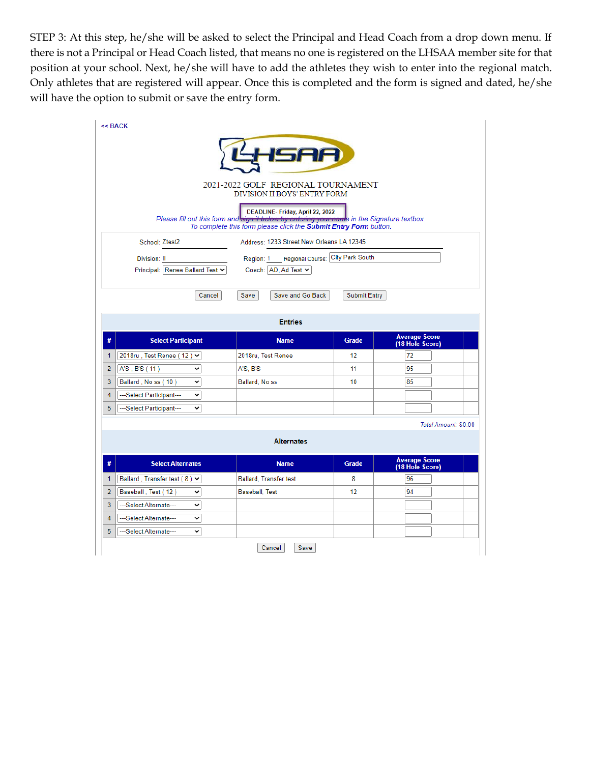STEP 3: At this step, he/she will be asked to select the Principal and Head Coach from a drop down menu. If there is not a Principal or Head Coach listed, that means no one is registered on the LHSAA member site for that position at your school. Next, he/she will have to add the athletes they wish to enter into the regional match. Only athletes that are registered will appear. Once this is completed and the form is signed and dated, he/she will have the option to submit or save the entry form.

<< BACK

LHSAA

2021-2022 GOLF REGIONAL TOURNAMENT
DIVISION II BOYS' ENTRY FORM

DEADLINE- Friday, April 22, 2022

*Please fill out this form and sign it below by entering your name in the Signature textbox.*
*To complete this form please click the **Submit Entry Form** button.*

School: Ztest2 Address: 1233 Street New Orleans LA 12345

Division: II Region: 1 Regional Course: City Park South

Principal: Renee Ballard Test Coach: AD, Ad Test

Cancel | Save | Save and Go Back | Submit Entry

**Entries**

| # | Select Participant | Name | Grade | Average Score (18 Hole Score) |
|---|---|---|---|---|
| 1 | 2018ru , Test Renee ( 12 ) | 2018ru, Test Renee | 12 | 72 |
| 2 | A'S , B'S ( 11 ) | A'S, B'S | 11 | 95 |
| 3 | Ballard , No ss ( 10 ) | Ballard, No ss | 10 | 85 |
| 4 | ---Select Participant--- | | | |
| 5 | ---Select Participant--- | | | |

*Total Amount: $0.00*

**Alternates**

| # | Select Alternates | Name | Grade | Average Score (18 Hole Score) |
|---|---|---|---|---|
| 1 | Ballard , Transfer test ( 8 ) | Ballard, Transfer test | 8 | 96 |
| 2 | Baseball , Test ( 12 ) | Baseball, Test | 12 | 94 |
| 3 | ---Select Alternate--- | | | |
| 4 | ---Select Alternate--- | | | |
| 5 | ---Select Alternate--- | | | |

Cancel | Save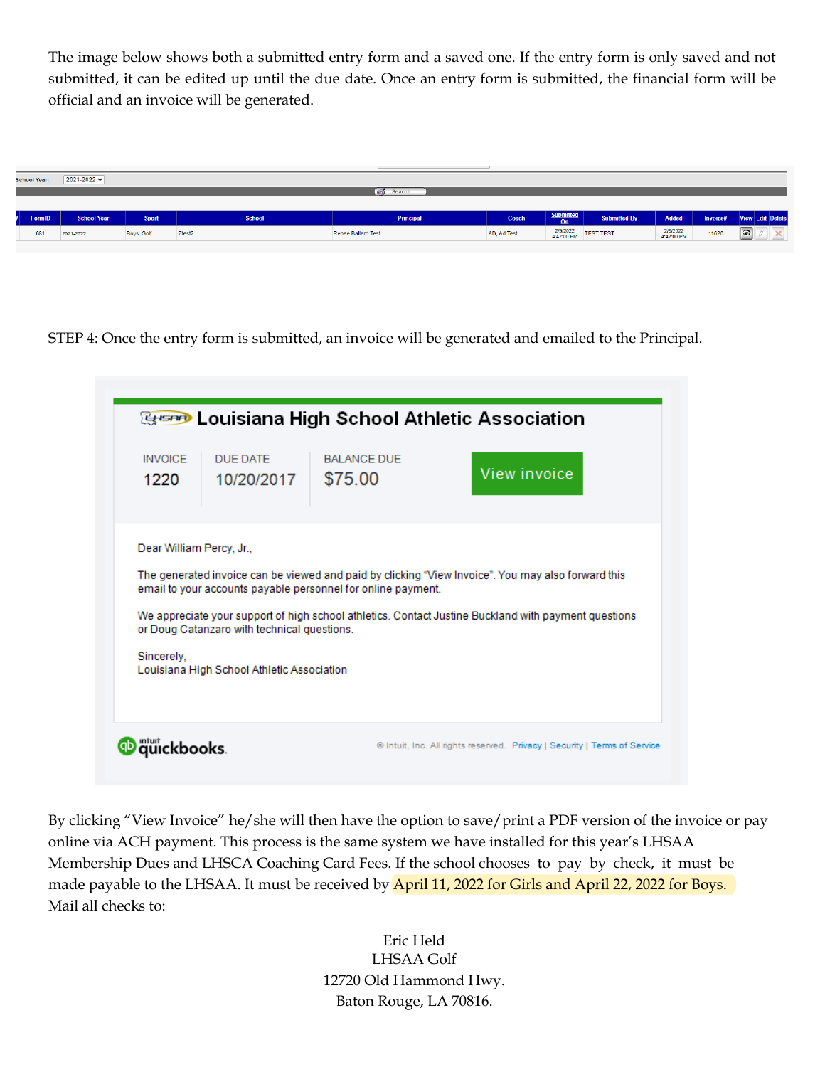The image below shows both a submitted entry form and a saved one. If the entry form is only saved and not submitted, it can be edited up until the due date. Once an entry form is submitted, the financial form will be official and an invoice will be generated.

School Year: 2021-2022

Search

| # | FormID | School Year | Sport | School | Principal | Coach | Submitted On | Submitted By | Added | Invoice# | View | Edit | Delete |
|---|---|---|---|---|---|---|---|---|---|---|---|---|---|
| | 681 | 2021-2022 | Boys' Golf | Ztest2 | Renee Ballard Test | AD, Ad Test | 2/9/2022 4:42:00 PM | TEST TEST | 2/9/2022 4:42:00 PM | 11620 | | | |

STEP 4: Once the entry form is submitted, an invoice will be generated and emailed to the Principal.

**Louisiana High School Athletic Association**

| INVOICE | DUE DATE | BALANCE DUE |
|---|---|---|
| 1220 | 10/20/2017 | $75.00 |

View invoice

Dear William Percy, Jr.,

The generated invoice can be viewed and paid by clicking "View Invoice". You may also forward this email to your accounts payable personnel for online payment.

We appreciate your support of high school athletics. Contact Justine Buckland with payment questions or Doug Catanzaro with technical questions.

Sincerely,
Louisiana High School Athletic Association

intuit quickbooks. © Intuit, Inc. All rights reserved. Privacy | Security | Terms of Service

By clicking "View Invoice" he/she will then have the option to save/print a PDF version of the invoice or pay online via ACH payment. This process is the same system we have installed for this year's LHSAA Membership Dues and LHSCA Coaching Card Fees. If the school chooses to pay by check, it must be made payable to the LHSAA. It must be received by April 11, 2022 for Girls and April 22, 2022 for Boys. Mail all checks to:

Eric Held
LHSAA Golf
12720 Old Hammond Hwy.
Baton Rouge, LA 70816.